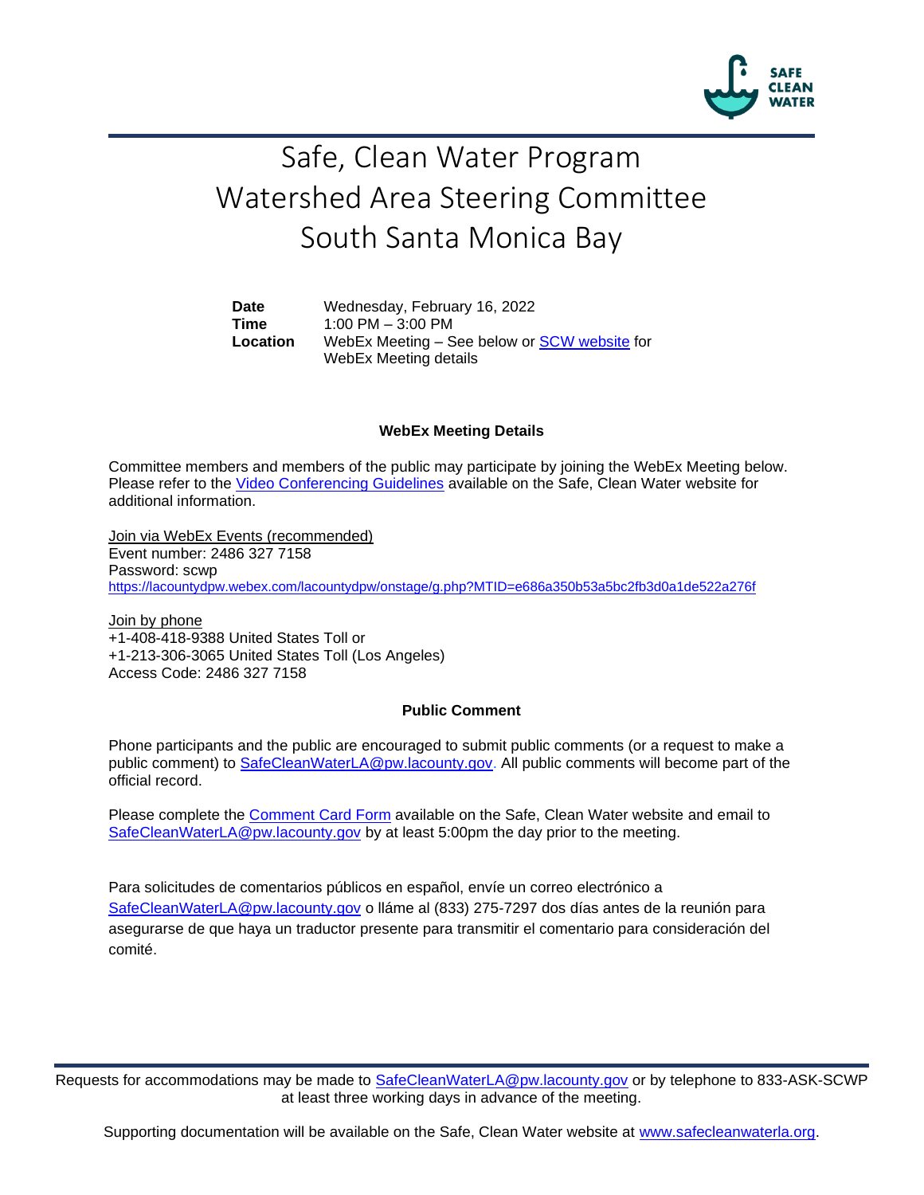# Safe, Clean Water Program
# Watershed Area Steering Committee
# South Santa Monica Bay

| | |
|---|---|
| **Date** | Wednesday, February 16, 2022 |
| **Time** | 1:00 PM – 3:00 PM |
| **Location** | WebEx Meeting – See below or SCW website for WebEx Meeting details |

### WebEx Meeting Details

Committee members and members of the public may participate by joining the WebEx Meeting below. Please refer to the Video Conferencing Guidelines available on the Safe, Clean Water website for additional information.

Join via WebEx Events (recommended)
Event number: 2486 327 7158
Password: scwp
https://lacountydpw.webex.com/lacountydpw/onstage/g.php?MTID=e686a350b53a5bc2fb3d0a1de522a276f

Join by phone
+1-408-418-9388 United States Toll or
+1-213-306-3065 United States Toll (Los Angeles)
Access Code: 2486 327 7158

### Public Comment

Phone participants and the public are encouraged to submit public comments (or a request to make a public comment) to SafeCleanWaterLA@pw.lacounty.gov. All public comments will become part of the official record.

Please complete the Comment Card Form available on the Safe, Clean Water website and email to SafeCleanWaterLA@pw.lacounty.gov by at least 5:00pm the day prior to the meeting.

Para solicitudes de comentarios públicos en español, envíe un correo electrónico a SafeCleanWaterLA@pw.lacounty.gov o lláme al (833) 275-7297 dos días antes de la reunión para asegurarse de que haya un traductor presente para transmitir el comentario para consideración del comité.

Requests for accommodations may be made to SafeCleanWaterLA@pw.lacounty.gov or by telephone to 833-ASK-SCWP at least three working days in advance of the meeting.

Supporting documentation will be available on the Safe, Clean Water website at www.safecleanwaterla.org.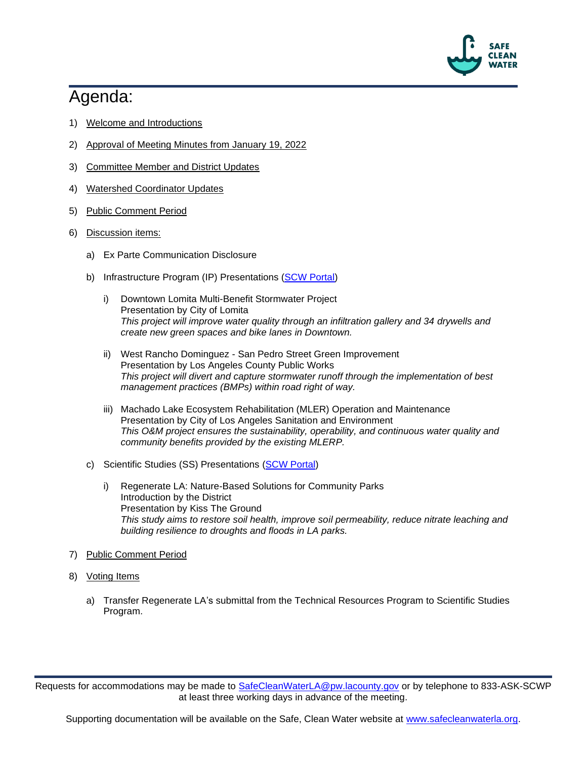# Agenda:

1) Welcome and Introductions

2) Approval of Meeting Minutes from January 19, 2022

3) Committee Member and District Updates

4) Watershed Coordinator Updates

5) Public Comment Period

6) Discussion items:

   a) Ex Parte Communication Disclosure

   b) Infrastructure Program (IP) Presentations (SCW Portal)

      i) Downtown Lomita Multi-Benefit Stormwater Project
      Presentation by City of Lomita
      *This project will improve water quality through an infiltration gallery and 34 drywells and create new green spaces and bike lanes in Downtown.*

      ii) West Rancho Dominguez - San Pedro Street Green Improvement
      Presentation by Los Angeles County Public Works
      *This project will divert and capture stormwater runoff through the implementation of best management practices (BMPs) within road right of way.*

      iii) Machado Lake Ecosystem Rehabilitation (MLER) Operation and Maintenance
      Presentation by City of Los Angeles Sanitation and Environment
      *This O&M project ensures the sustainability, operability, and continuous water quality and community benefits provided by the existing MLERP.*

   c) Scientific Studies (SS) Presentations (SCW Portal)

      i) Regenerate LA: Nature-Based Solutions for Community Parks
      Introduction by the District
      Presentation by Kiss The Ground
      *This study aims to restore soil health, improve soil permeability, reduce nitrate leaching and building resilience to droughts and floods in LA parks.*

7) Public Comment Period

8) Voting Items

   a) Transfer Regenerate LA's submittal from the Technical Resources Program to Scientific Studies Program.

Requests for accommodations may be made to SafeCleanWaterLA@pw.lacounty.gov or by telephone to 833-ASK-SCWP at least three working days in advance of the meeting.

Supporting documentation will be available on the Safe, Clean Water website at www.safecleanwaterla.org.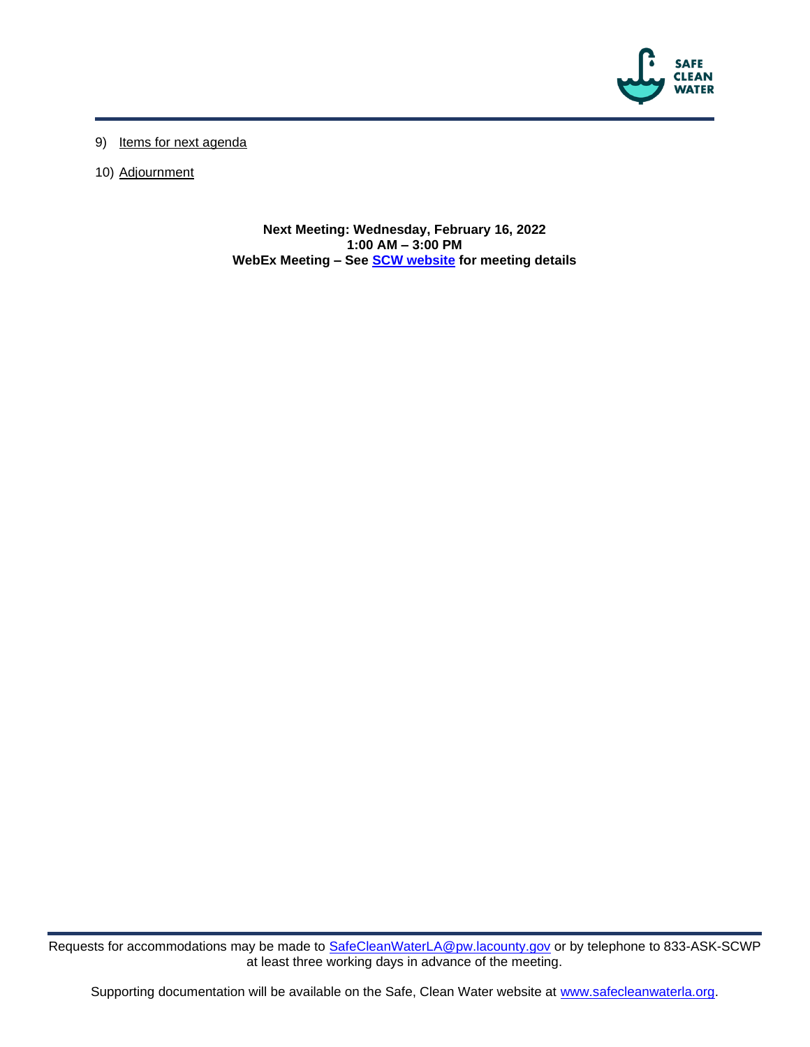9) Items for next agenda

10) Adjournment

**Next Meeting: Wednesday, February 16, 2022**
**1:00 AM – 3:00 PM**
**WebEx Meeting – See SCW website for meeting details**

Requests for accommodations may be made to SafeCleanWaterLA@pw.lacounty.gov or by telephone to 833-ASK-SCWP at least three working days in advance of the meeting.

Supporting documentation will be available on the Safe, Clean Water website at www.safecleanwaterla.org.